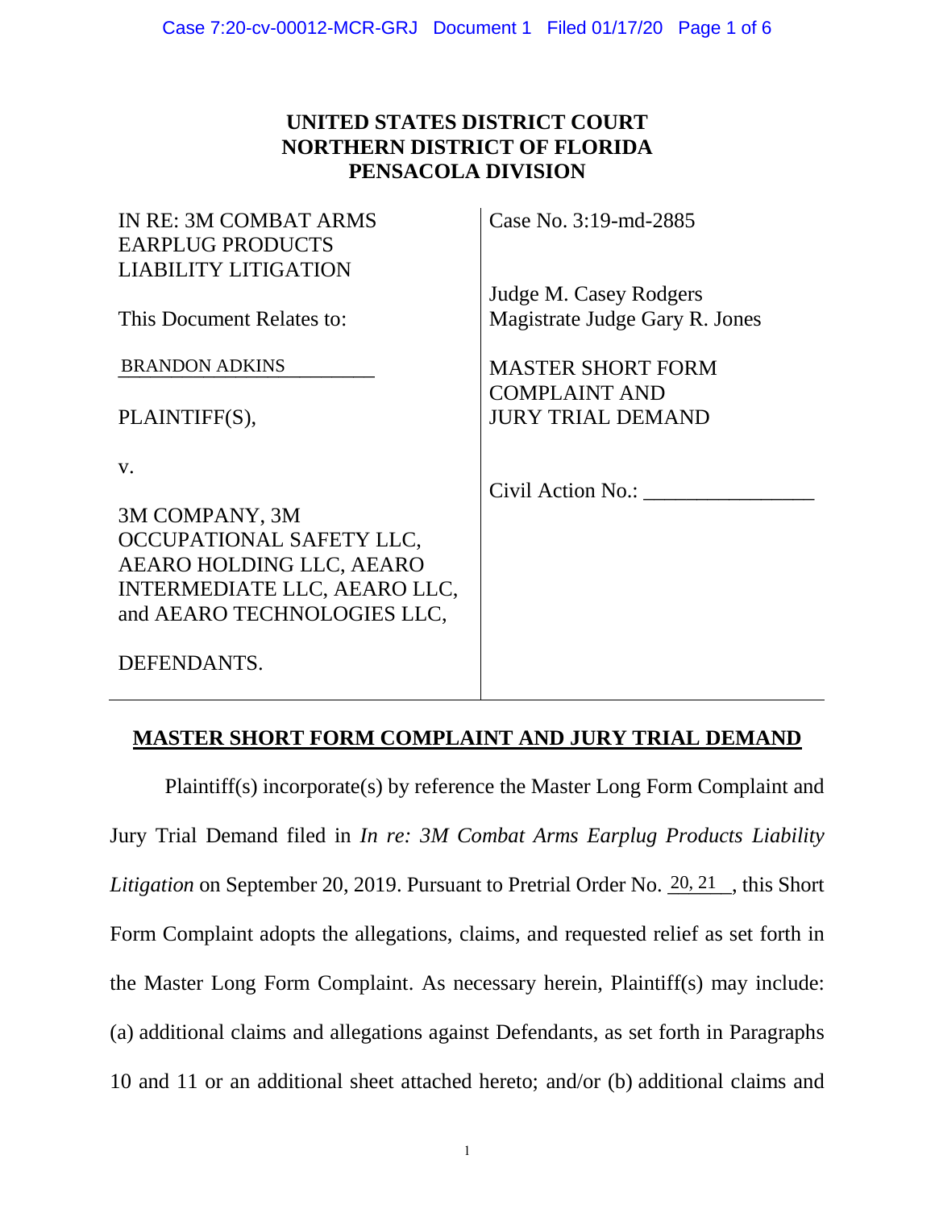# UNITED STATES DISTRICT COURT
# NORTHERN DISTRICT OF FLORIDA
# PENSACOLA DIVISION

| | |
|---|---|
| IN RE: 3M COMBAT ARMS EARPLUG PRODUCTS LIABILITY LITIGATION | Case No. 3:19-md-2885 |
| This Document Relates to: | Judge M. Casey Rodgers<br>Magistrate Judge Gary R. Jones |
| BRANDON ADKINS | MASTER SHORT FORM COMPLAINT AND JURY TRIAL DEMAND |
| PLAINTIFF(S), | |
| v. | Civil Action No.: ________________ |
| 3M COMPANY, 3M OCCUPATIONAL SAFETY LLC, AEARO HOLDING LLC, AEARO INTERMEDIATE LLC, AEARO LLC, and AEARO TECHNOLOGIES LLC, | |
| DEFENDANTS. | |

## MASTER SHORT FORM COMPLAINT AND JURY TRIAL DEMAND

Plaintiff(s) incorporate(s) by reference the Master Long Form Complaint and Jury Trial Demand filed in *In re: 3M Combat Arms Earplug Products Liability Litigation* on September 20, 2019. Pursuant to Pretrial Order No. 20, 21, this Short Form Complaint adopts the allegations, claims, and requested relief as set forth in the Master Long Form Complaint. As necessary herein, Plaintiff(s) may include: (a) additional claims and allegations against Defendants, as set forth in Paragraphs 10 and 11 or an additional sheet attached hereto; and/or (b) additional claims and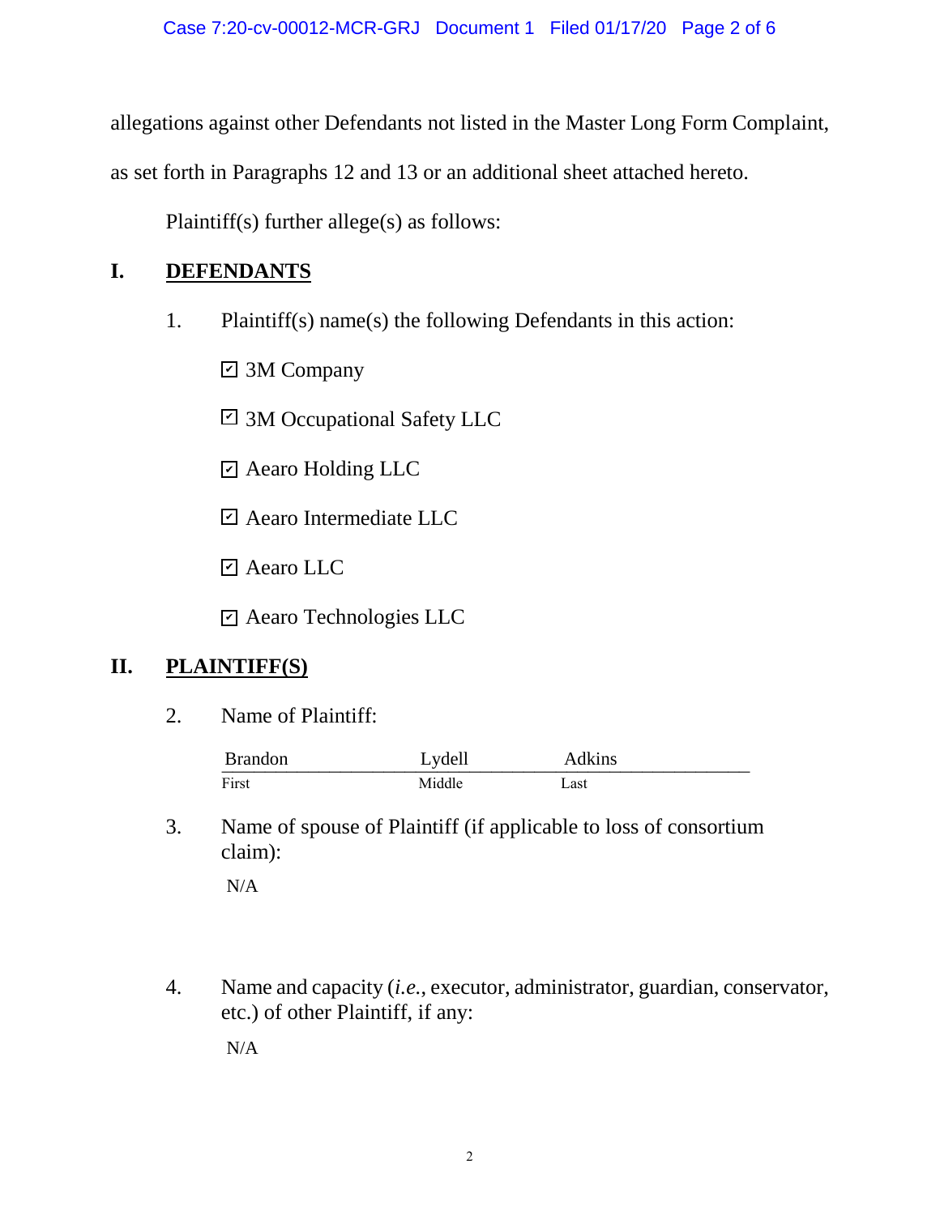allegations against other Defendants not listed in the Master Long Form Complaint, as set forth in Paragraphs 12 and 13 or an additional sheet attached hereto.

Plaintiff(s) further allege(s) as follows:

## I. DEFENDANTS

1. Plaintiff(s) name(s) the following Defendants in this action:

   ☑ 3M Company

   ☑ 3M Occupational Safety LLC

   ☑ Aearo Holding LLC

   ☑ Aearo Intermediate LLC

   ☑ Aearo LLC

   ☑ Aearo Technologies LLC

## II. PLAINTIFF(S)

2. Name of Plaintiff:

| Brandon | Lydell | Adkins |
|---|---|---|
| First | Middle | Last |

3. Name of spouse of Plaintiff (if applicable to loss of consortium claim):

   N/A

4. Name and capacity (*i.e.*, executor, administrator, guardian, conservator, etc.) of other Plaintiff, if any:

   N/A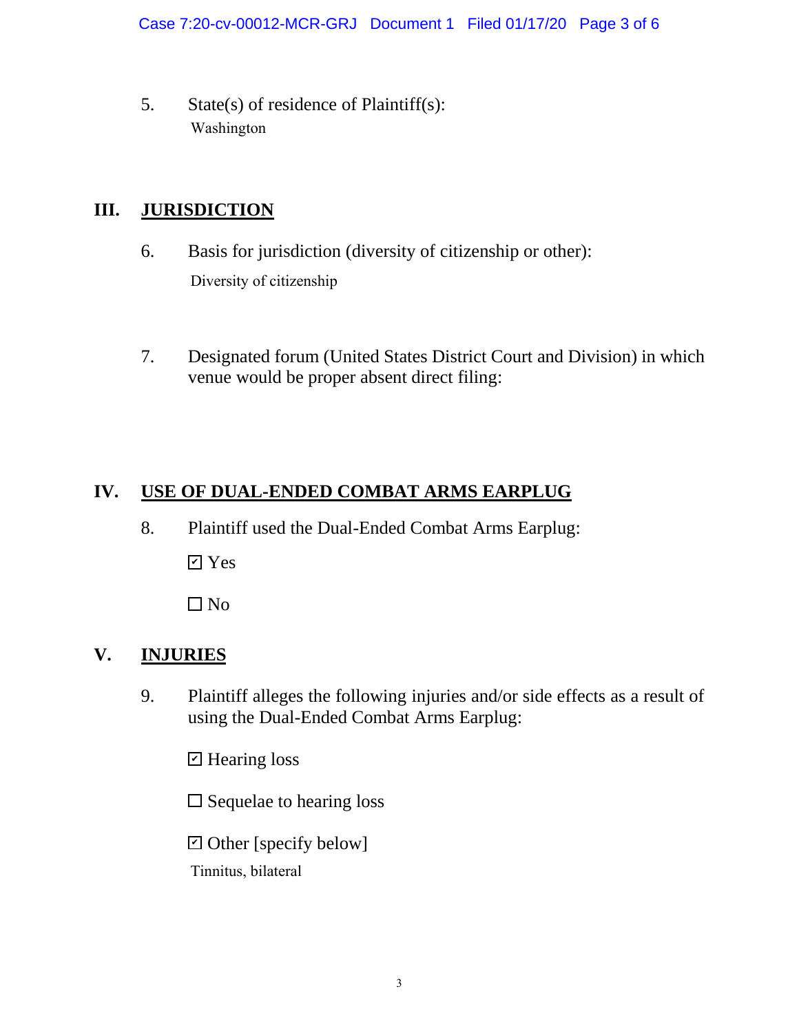5. State(s) of residence of Plaintiff(s):

   Washington

## III. JURISDICTION

6. Basis for jurisdiction (diversity of citizenship or other):

   Diversity of citizenship

7. Designated forum (United States District Court and Division) in which venue would be proper absent direct filing:

## IV. USE OF DUAL-ENDED COMBAT ARMS EARPLUG

8. Plaintiff used the Dual-Ended Combat Arms Earplug:

   ☑ Yes

   ☐ No

## V. INJURIES

9. Plaintiff alleges the following injuries and/or side effects as a result of using the Dual-Ended Combat Arms Earplug:

   ☑ Hearing loss

   ☐ Sequelae to hearing loss

   ☑ Other [specify below]

   Tinnitus, bilateral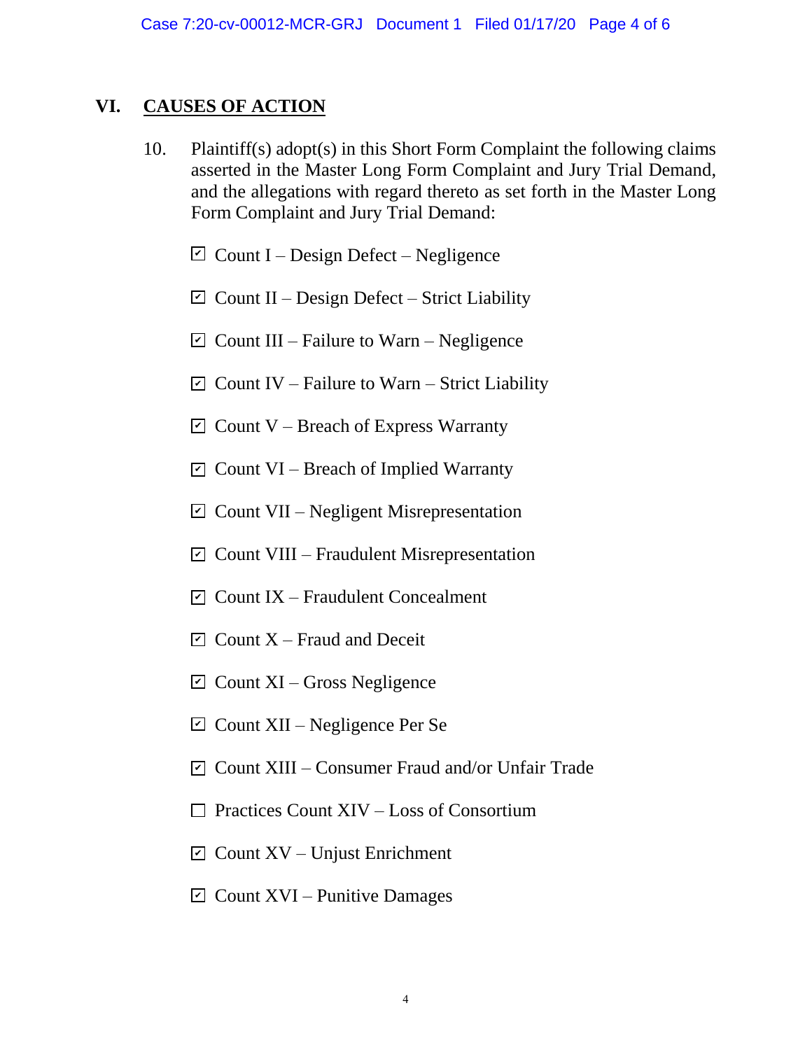## VI. CAUSES OF ACTION

10. Plaintiff(s) adopt(s) in this Short Form Complaint the following claims asserted in the Master Long Form Complaint and Jury Trial Demand, and the allegations with regard thereto as set forth in the Master Long Form Complaint and Jury Trial Demand:

- ☑ Count I – Design Defect – Negligence
- ☑ Count II – Design Defect – Strict Liability
- ☑ Count III – Failure to Warn – Negligence
- ☑ Count IV – Failure to Warn – Strict Liability
- ☑ Count V – Breach of Express Warranty
- ☑ Count VI – Breach of Implied Warranty
- ☑ Count VII – Negligent Misrepresentation
- ☑ Count VIII – Fraudulent Misrepresentation
- ☑ Count IX – Fraudulent Concealment
- ☑ Count X – Fraud and Deceit
- ☑ Count XI – Gross Negligence
- ☑ Count XII – Negligence Per Se
- ☑ Count XIII – Consumer Fraud and/or Unfair Trade
- ☐ Practices Count XIV – Loss of Consortium
- ☑ Count XV – Unjust Enrichment
- ☑ Count XVI – Punitive Damages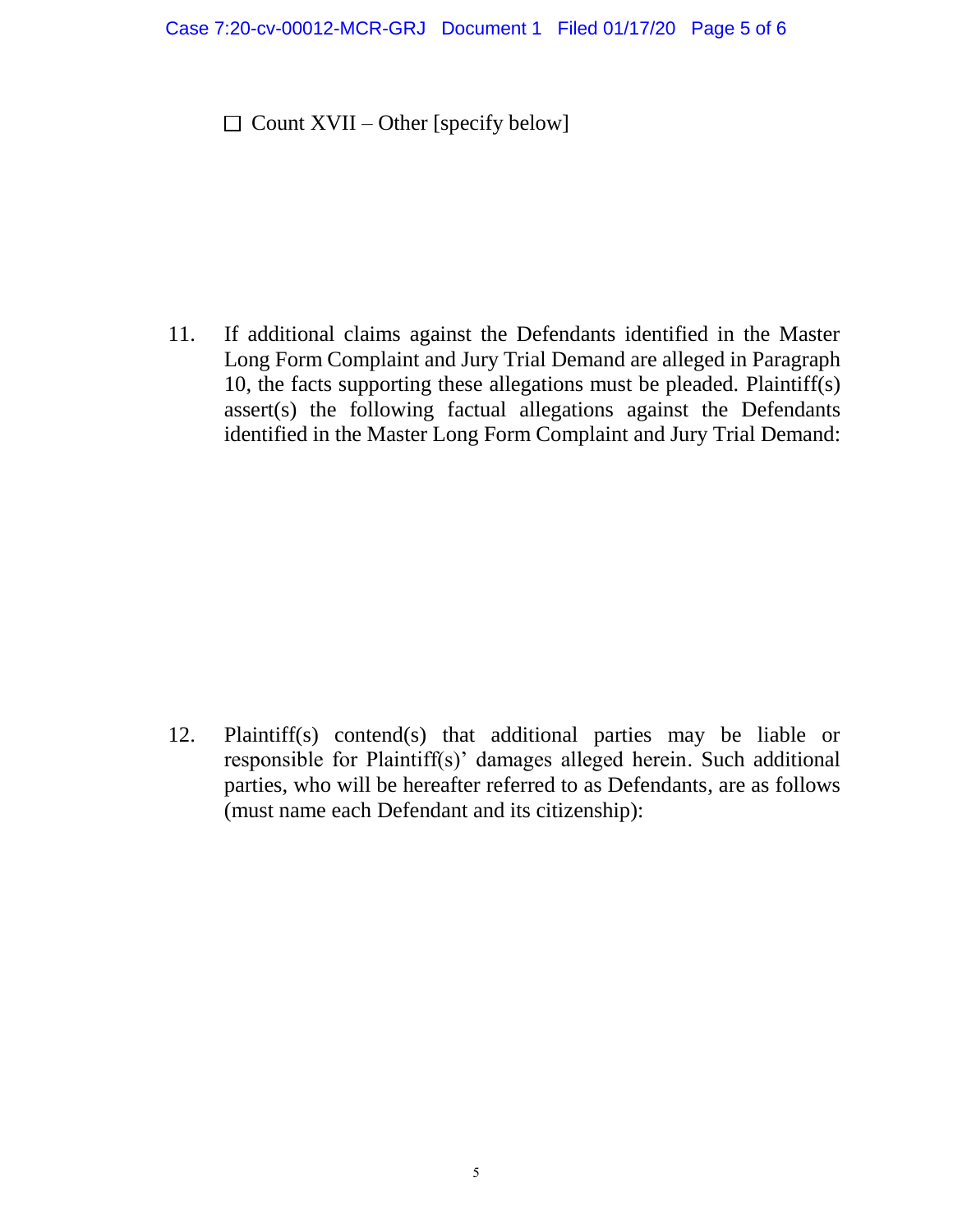☐ Count XVII – Other [specify below]

11. If additional claims against the Defendants identified in the Master Long Form Complaint and Jury Trial Demand are alleged in Paragraph 10, the facts supporting these allegations must be pleaded. Plaintiff(s) assert(s) the following factual allegations against the Defendants identified in the Master Long Form Complaint and Jury Trial Demand:

12. Plaintiff(s) contend(s) that additional parties may be liable or responsible for Plaintiff(s)' damages alleged herein. Such additional parties, who will be hereafter referred to as Defendants, are as follows (must name each Defendant and its citizenship):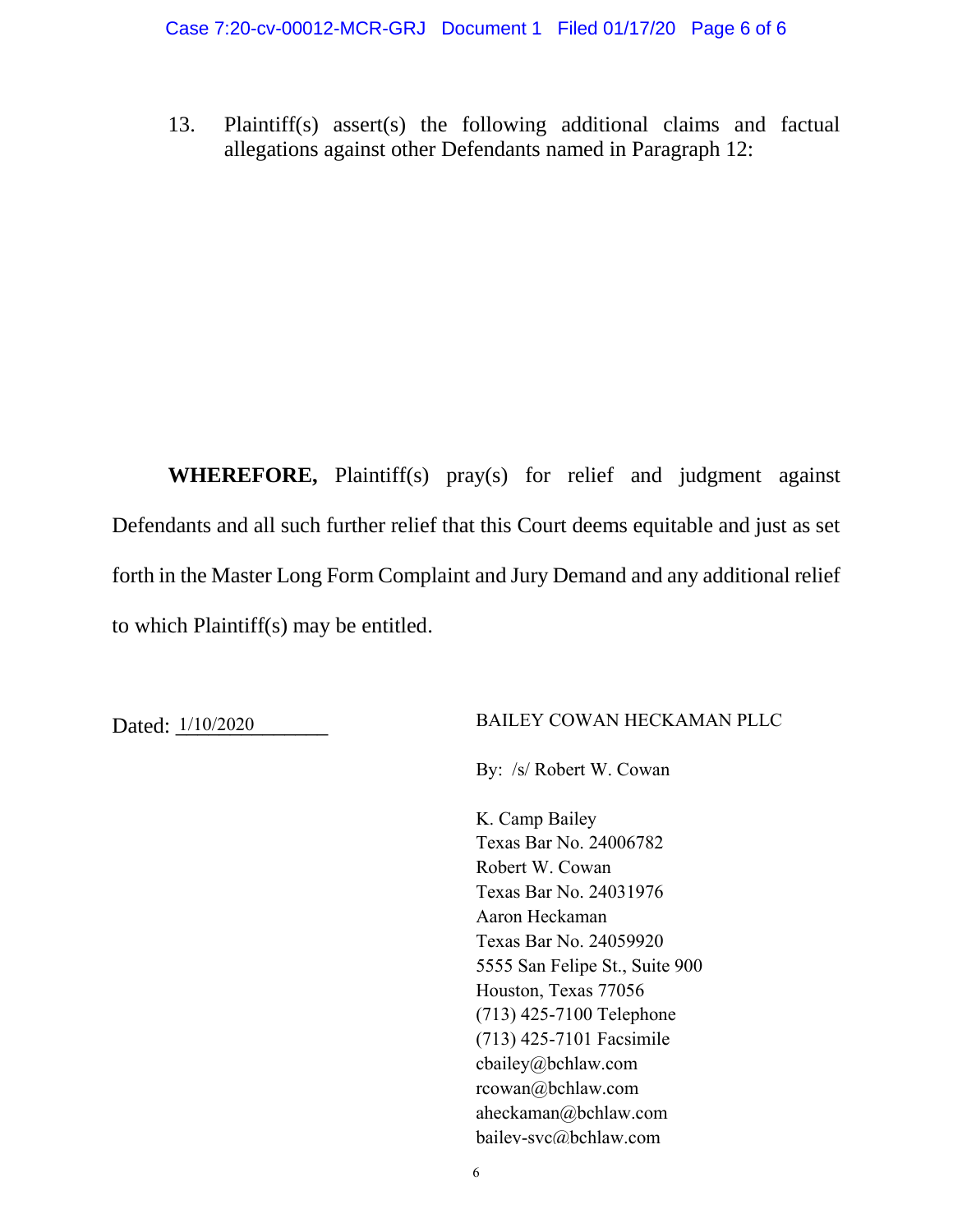13. Plaintiff(s) assert(s) the following additional claims and factual allegations against other Defendants named in Paragraph 12:

**WHEREFORE,** Plaintiff(s) pray(s) for relief and judgment against Defendants and all such further relief that this Court deems equitable and just as set forth in the Master Long Form Complaint and Jury Demand and any additional relief to which Plaintiff(s) may be entitled.

Dated: 1/10/2020

BAILEY COWAN HECKAMAN PLLC

By: /s/ Robert W. Cowan

K. Camp Bailey
Texas Bar No. 24006782
Robert W. Cowan
Texas Bar No. 24031976
Aaron Heckaman
Texas Bar No. 24059920
5555 San Felipe St., Suite 900
Houston, Texas 77056
(713) 425-7100 Telephone
(713) 425-7101 Facsimile
cbailey@bchlaw.com
rcowan@bchlaw.com
aheckaman@bchlaw.com
bailey-svc@bchlaw.com